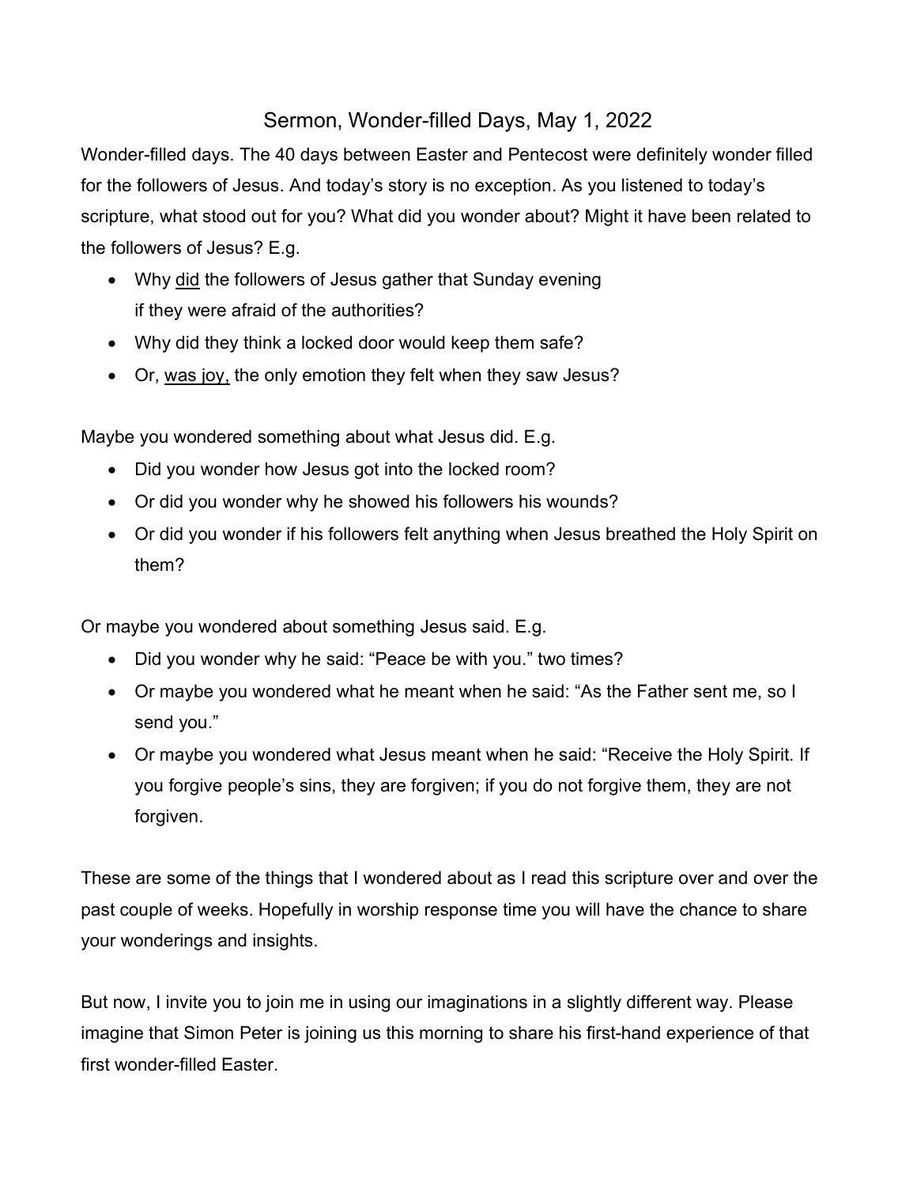# Sermon, Wonder-filled Days, May 1, 2022

Wonder-filled days. The 40 days between Easter and Pentecost were definitely wonder filled for the followers of Jesus. And today's story is no exception. As you listened to today's scripture, what stood out for you? What did you wonder about? Might it have been related to the followers of Jesus? E.g.

- Why <u>did</u> the followers of Jesus gather that Sunday evening if they were afraid of the authorities?
- Why did they think a locked door would keep them safe?
- Or, <u>was joy,</u> the only emotion they felt when they saw Jesus?

Maybe you wondered something about what Jesus did. E.g.

- Did you wonder how Jesus got into the locked room?
- Or did you wonder why he showed his followers his wounds?
- Or did you wonder if his followers felt anything when Jesus breathed the Holy Spirit on them?

Or maybe you wondered about something Jesus said. E.g.

- Did you wonder why he said: "Peace be with you." two times?
- Or maybe you wondered what he meant when he said: "As the Father sent me, so I send you."
- Or maybe you wondered what Jesus meant when he said: "Receive the Holy Spirit. If you forgive people's sins, they are forgiven; if you do not forgive them, they are not forgiven.

These are some of the things that I wondered about as I read this scripture over and over the past couple of weeks. Hopefully in worship response time you will have the chance to share your wonderings and insights.

But now, I invite you to join me in using our imaginations in a slightly different way. Please imagine that Simon Peter is joining us this morning to share his first-hand experience of that first wonder-filled Easter.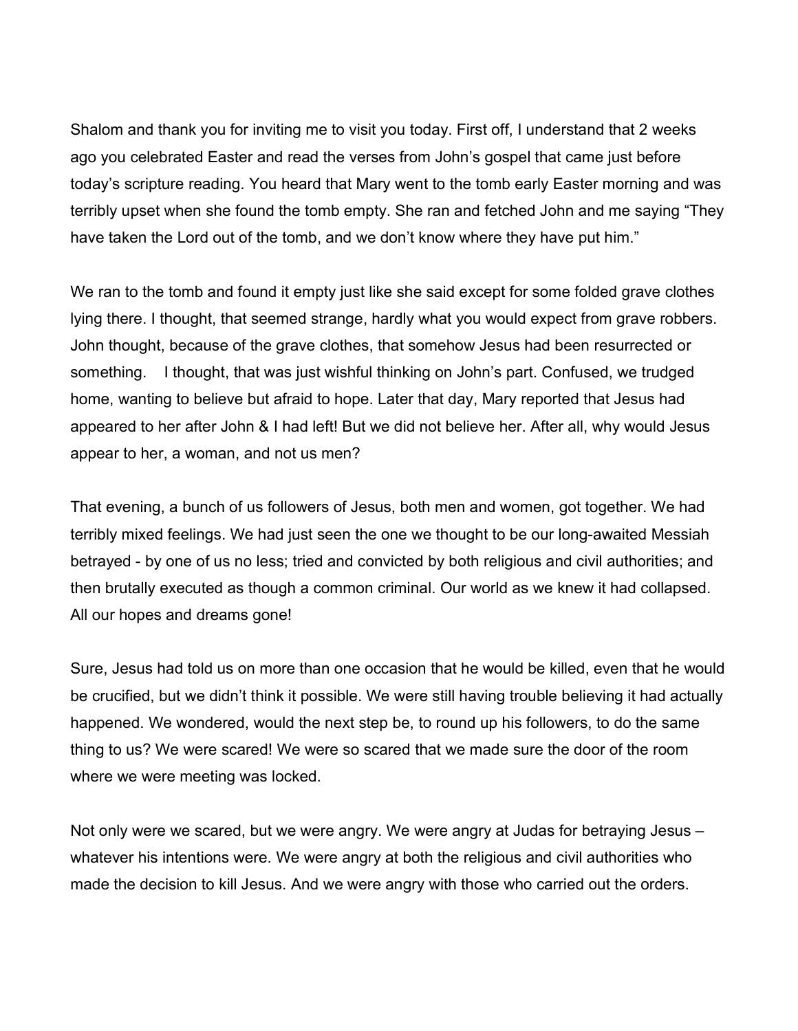Shalom and thank you for inviting me to visit you today. First off, I understand that 2 weeks ago you celebrated Easter and read the verses from John's gospel that came just before today's scripture reading. You heard that Mary went to the tomb early Easter morning and was terribly upset when she found the tomb empty. She ran and fetched John and me saying "They have taken the Lord out of the tomb, and we don't know where they have put him."

We ran to the tomb and found it empty just like she said except for some folded grave clothes lying there. I thought, that seemed strange, hardly what you would expect from grave robbers. John thought, because of the grave clothes, that somehow Jesus had been resurrected or something. I thought, that was just wishful thinking on John's part. Confused, we trudged home, wanting to believe but afraid to hope. Later that day, Mary reported that Jesus had appeared to her after John & I had left! But we did not believe her. After all, why would Jesus appear to her, a woman, and not us men?

That evening, a bunch of us followers of Jesus, both men and women, got together. We had terribly mixed feelings. We had just seen the one we thought to be our long-awaited Messiah betrayed - by one of us no less; tried and convicted by both religious and civil authorities; and then brutally executed as though a common criminal. Our world as we knew it had collapsed. All our hopes and dreams gone!

Sure, Jesus had told us on more than one occasion that he would be killed, even that he would be crucified, but we didn't think it possible. We were still having trouble believing it had actually happened. We wondered, would the next step be, to round up his followers, to do the same thing to us? We were scared! We were so scared that we made sure the door of the room where we were meeting was locked.

Not only were we scared, but we were angry. We were angry at Judas for betraying Jesus – whatever his intentions were. We were angry at both the religious and civil authorities who made the decision to kill Jesus. And we were angry with those who carried out the orders.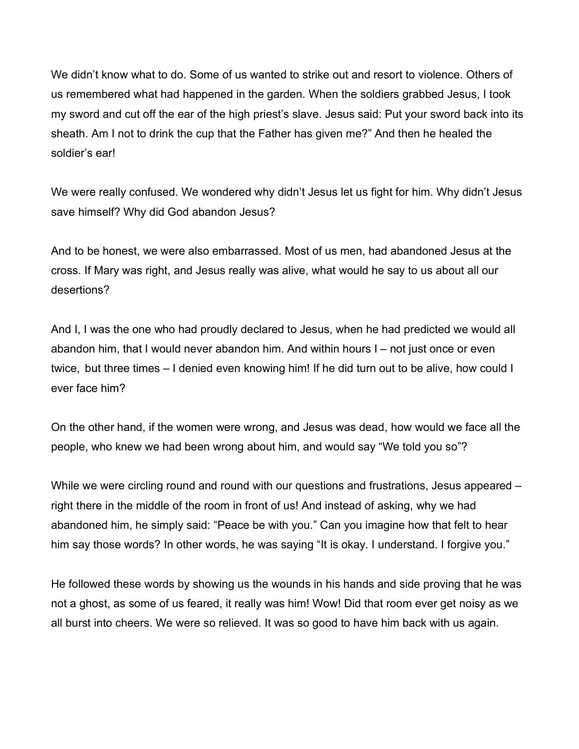We didn't know what to do. Some of us wanted to strike out and resort to violence. Others of us remembered what had happened in the garden. When the soldiers grabbed Jesus, I took my sword and cut off the ear of the high priest's slave. Jesus said: Put your sword back into its sheath. Am I not to drink the cup that the Father has given me?" And then he healed the soldier's ear!

We were really confused. We wondered why didn't Jesus let us fight for him. Why didn't Jesus save himself? Why did God abandon Jesus?

And to be honest, we were also embarrassed. Most of us men, had abandoned Jesus at the cross. If Mary was right, and Jesus really was alive, what would he say to us about all our desertions?

And I, I was the one who had proudly declared to Jesus, when he had predicted we would all abandon him, that I would never abandon him. And within hours I – not just once or even twice, but three times – I denied even knowing him! If he did turn out to be alive, how could I ever face him?

On the other hand, if the women were wrong, and Jesus was dead, how would we face all the people, who knew we had been wrong about him, and would say "We told you so"?

While we were circling round and round with our questions and frustrations, Jesus appeared – right there in the middle of the room in front of us! And instead of asking, why we had abandoned him, he simply said: "Peace be with you." Can you imagine how that felt to hear him say those words? In other words, he was saying "It is okay. I understand. I forgive you."

He followed these words by showing us the wounds in his hands and side proving that he was not a ghost, as some of us feared, it really was him! Wow! Did that room ever get noisy as we all burst into cheers. We were so relieved. It was so good to have him back with us again.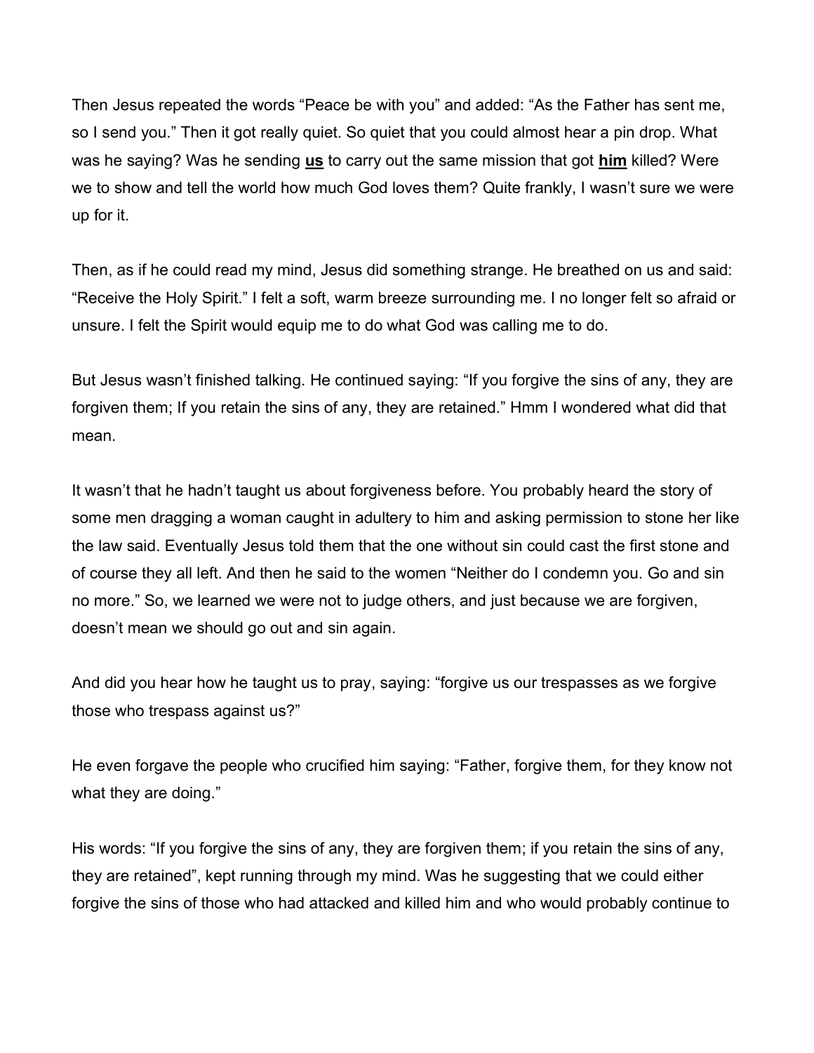Then Jesus repeated the words "Peace be with you" and added: "As the Father has sent me, so I send you." Then it got really quiet. So quiet that you could almost hear a pin drop. What was he saying? Was he sending **<u>us</u>** to carry out the same mission that got **<u>him</u>** killed? Were we to show and tell the world how much God loves them? Quite frankly, I wasn't sure we were up for it.

Then, as if he could read my mind, Jesus did something strange. He breathed on us and said: "Receive the Holy Spirit." I felt a soft, warm breeze surrounding me. I no longer felt so afraid or unsure. I felt the Spirit would equip me to do what God was calling me to do.

But Jesus wasn't finished talking. He continued saying: "If you forgive the sins of any, they are forgiven them; If you retain the sins of any, they are retained." Hmm I wondered what did that mean.

It wasn't that he hadn't taught us about forgiveness before. You probably heard the story of some men dragging a woman caught in adultery to him and asking permission to stone her like the law said. Eventually Jesus told them that the one without sin could cast the first stone and of course they all left. And then he said to the women "Neither do I condemn you. Go and sin no more." So, we learned we were not to judge others, and just because we are forgiven, doesn't mean we should go out and sin again.

And did you hear how he taught us to pray, saying: "forgive us our trespasses as we forgive those who trespass against us?"

He even forgave the people who crucified him saying: "Father, forgive them, for they know not what they are doing."

His words: "If you forgive the sins of any, they are forgiven them; if you retain the sins of any, they are retained", kept running through my mind. Was he suggesting that we could either forgive the sins of those who had attacked and killed him and who would probably continue to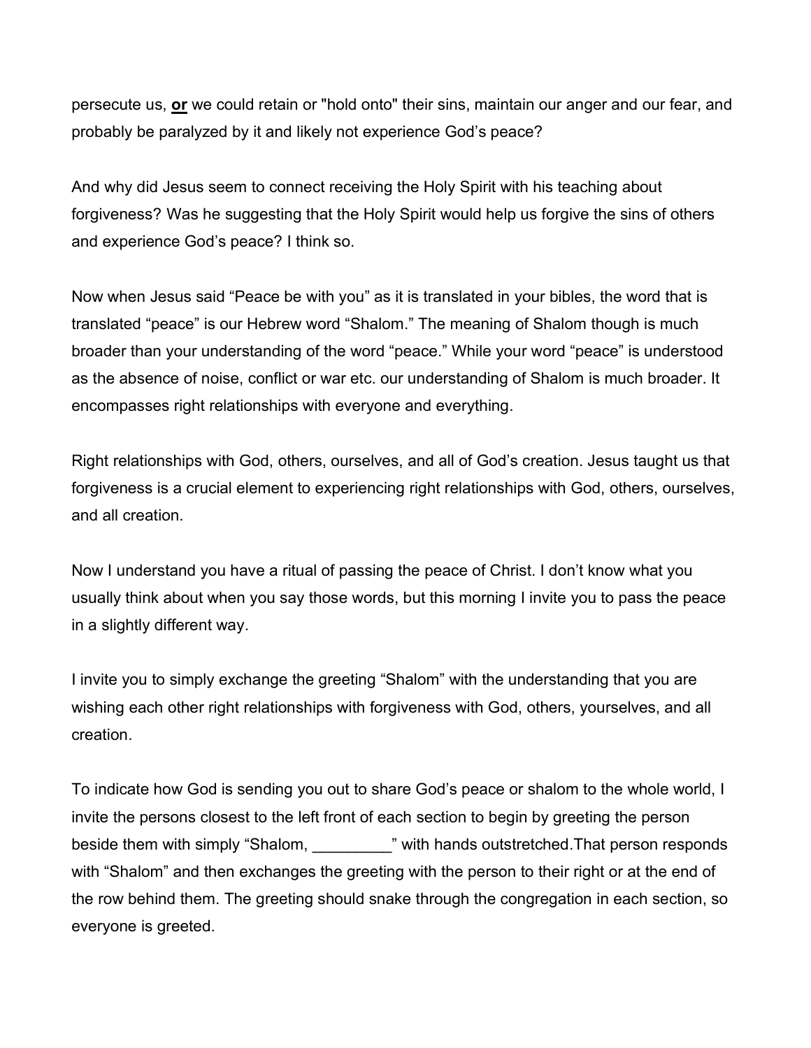persecute us, <u>**or**</u> we could retain or "hold onto" their sins, maintain our anger and our fear, and probably be paralyzed by it and likely not experience God's peace?

And why did Jesus seem to connect receiving the Holy Spirit with his teaching about forgiveness? Was he suggesting that the Holy Spirit would help us forgive the sins of others and experience God's peace? I think so.

Now when Jesus said "Peace be with you" as it is translated in your bibles, the word that is translated "peace" is our Hebrew word "Shalom." The meaning of Shalom though is much broader than your understanding of the word "peace." While your word "peace" is understood as the absence of noise, conflict or war etc. our understanding of Shalom is much broader. It encompasses right relationships with everyone and everything.

Right relationships with God, others, ourselves, and all of God's creation. Jesus taught us that forgiveness is a crucial element to experiencing right relationships with God, others, ourselves, and all creation.

Now I understand you have a ritual of passing the peace of Christ. I don't know what you usually think about when you say those words, but this morning I invite you to pass the peace in a slightly different way.

I invite you to simply exchange the greeting "Shalom" with the understanding that you are wishing each other right relationships with forgiveness with God, others, yourselves, and all creation.

To indicate how God is sending you out to share God's peace or shalom to the whole world, I invite the persons closest to the left front of each section to begin by greeting the person beside them with simply "Shalom, _________" with hands outstretched.That person responds with "Shalom" and then exchanges the greeting with the person to their right or at the end of the row behind them. The greeting should snake through the congregation in each section, so everyone is greeted.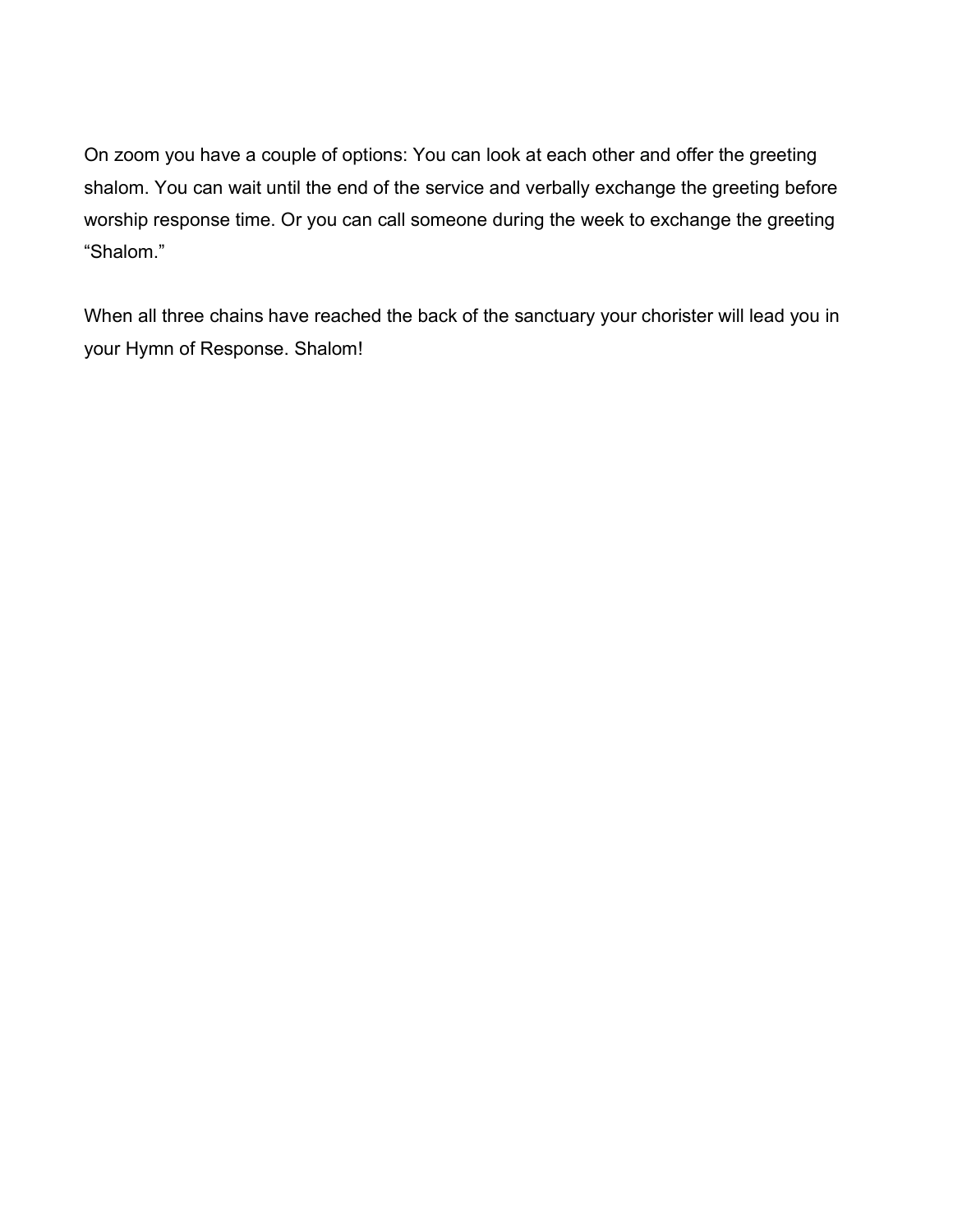On zoom you have a couple of options: You can look at each other and offer the greeting shalom. You can wait until the end of the service and verbally exchange the greeting before worship response time. Or you can call someone during the week to exchange the greeting "Shalom."

When all three chains have reached the back of the sanctuary your chorister will lead you in your Hymn of Response. Shalom!